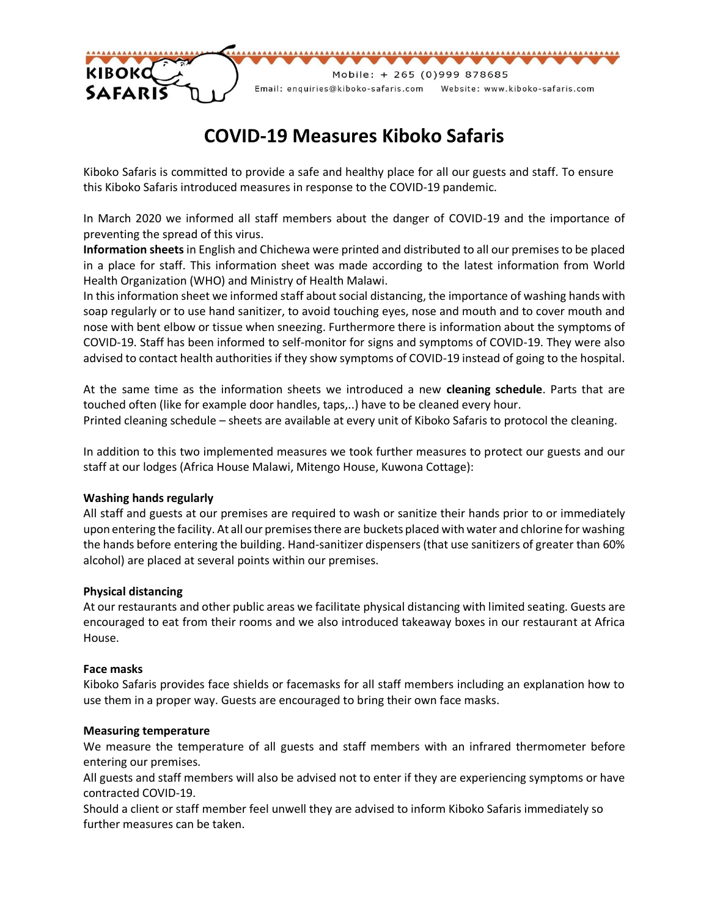KIBOKO SAFARIS

Mobile: + 265 (0)999 878685

Email: enquiries@kiboko-safaris.com Website: www.kiboko-safaris.com

# COVID-19 Measures Kiboko Safaris

Kiboko Safaris is committed to provide a safe and healthy place for all our guests and staff. To ensure this Kiboko Safaris introduced measures in response to the COVID-19 pandemic.

In March 2020 we informed all staff members about the danger of COVID-19 and the importance of preventing the spread of this virus.
**Information sheets** in English and Chichewa were printed and distributed to all our premises to be placed in a place for staff. This information sheet was made according to the latest information from World Health Organization (WHO) and Ministry of Health Malawi.
In this information sheet we informed staff about social distancing, the importance of washing hands with soap regularly or to use hand sanitizer, to avoid touching eyes, nose and mouth and to cover mouth and nose with bent elbow or tissue when sneezing. Furthermore there is information about the symptoms of COVID-19. Staff has been informed to self-monitor for signs and symptoms of COVID-19. They were also advised to contact health authorities if they show symptoms of COVID-19 instead of going to the hospital.

At the same time as the information sheets we introduced a new **cleaning schedule**. Parts that are touched often (like for example door handles, taps,..) have to be cleaned every hour.
Printed cleaning schedule – sheets are available at every unit of Kiboko Safaris to protocol the cleaning.

In addition to this two implemented measures we took further measures to protect our guests and our staff at our lodges (Africa House Malawi, Mitengo House, Kuwona Cottage):

**Washing hands regularly**
All staff and guests at our premises are required to wash or sanitize their hands prior to or immediately upon entering the facility. At all our premises there are buckets placed with water and chlorine for washing the hands before entering the building. Hand-sanitizer dispensers (that use sanitizers of greater than 60% alcohol) are placed at several points within our premises.

**Physical distancing**
At our restaurants and other public areas we facilitate physical distancing with limited seating. Guests are encouraged to eat from their rooms and we also introduced takeaway boxes in our restaurant at Africa House.

**Face masks**
Kiboko Safaris provides face shields or facemasks for all staff members including an explanation how to use them in a proper way. Guests are encouraged to bring their own face masks.

**Measuring temperature**
We measure the temperature of all guests and staff members with an infrared thermometer before entering our premises.
All guests and staff members will also be advised not to enter if they are experiencing symptoms or have contracted COVID-19.
Should a client or staff member feel unwell they are advised to inform Kiboko Safaris immediately so further measures can be taken.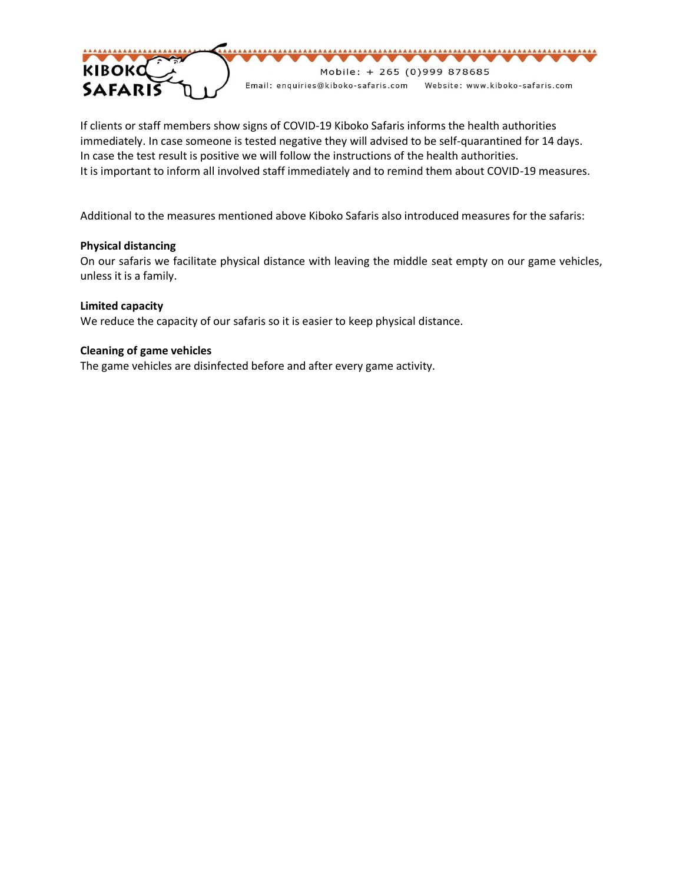If clients or staff members show signs of COVID-19 Kiboko Safaris informs the health authorities immediately. In case someone is tested negative they will advised to be self-quarantined for 14 days. In case the test result is positive we will follow the instructions of the health authorities.
It is important to inform all involved staff immediately and to remind them about COVID-19 measures.

Additional to the measures mentioned above Kiboko Safaris also introduced measures for the safaris:

**Physical distancing**
On our safaris we facilitate physical distance with leaving the middle seat empty on our game vehicles, unless it is a family.

**Limited capacity**
We reduce the capacity of our safaris so it is easier to keep physical distance.

**Cleaning of game vehicles**
The game vehicles are disinfected before and after every game activity.